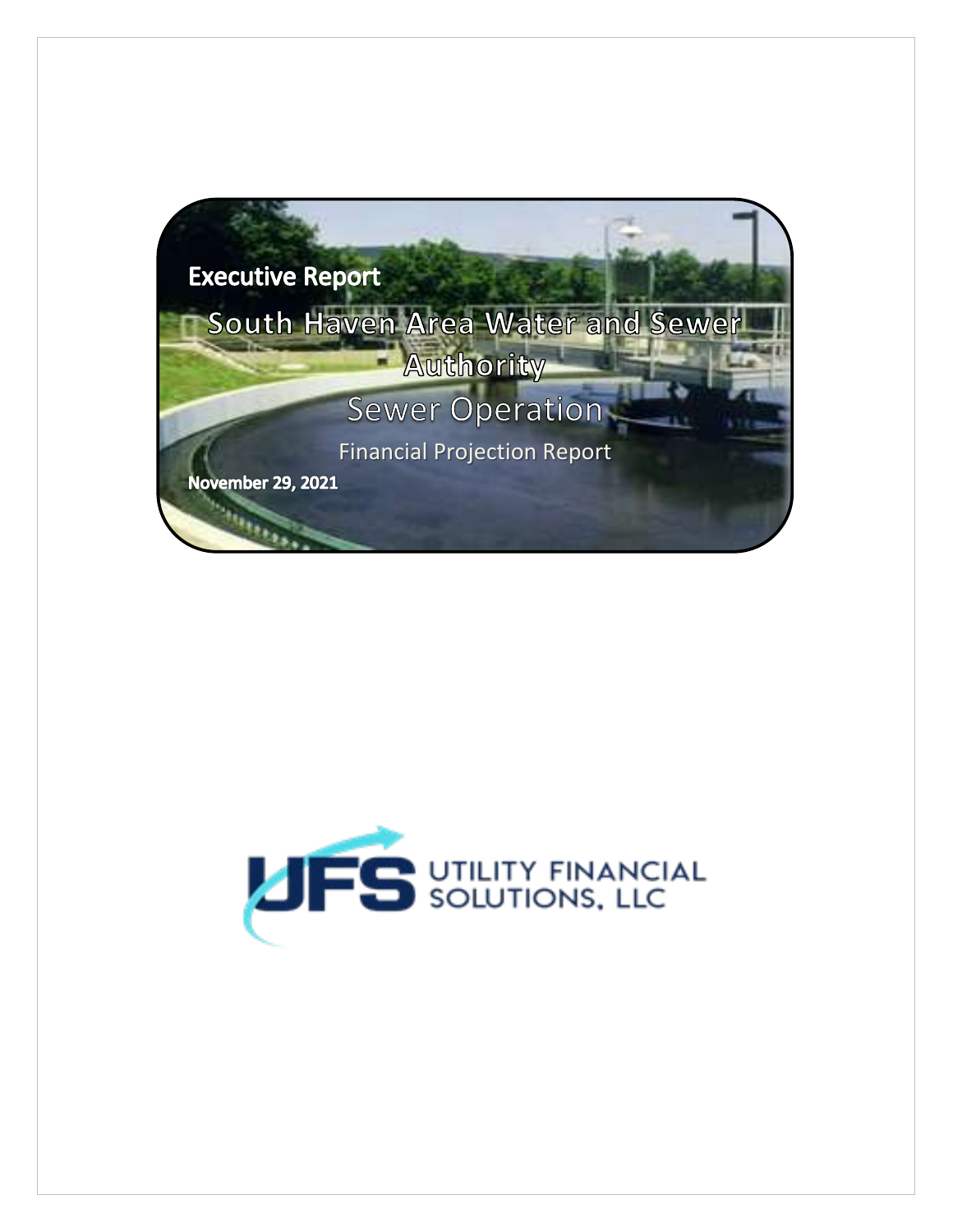Executive Report

# South Haven Area Water and Sewer Authority

## Sewer Operation

Financial Projection Report

**November 29, 2021**

UFS UTILITY FINANCIAL SOLUTIONS, LLC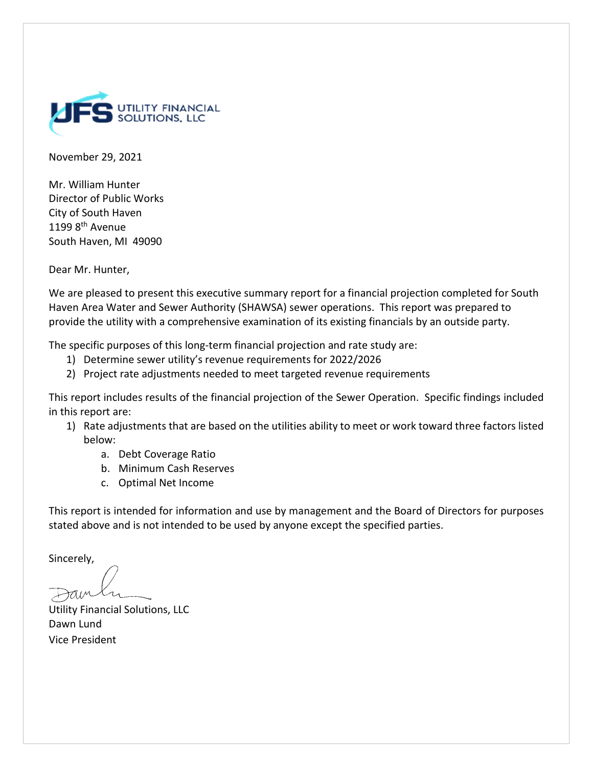November 29, 2021

Mr. William Hunter
Director of Public Works
City of South Haven
1199 8th Avenue
South Haven, MI 49090

Dear Mr. Hunter,

We are pleased to present this executive summary report for a financial projection completed for South Haven Area Water and Sewer Authority (SHAWSA) sewer operations. This report was prepared to provide the utility with a comprehensive examination of its existing financials by an outside party.

The specific purposes of this long-term financial projection and rate study are:

1) Determine sewer utility's revenue requirements for 2022/2026
2) Project rate adjustments needed to meet targeted revenue requirements

This report includes results of the financial projection of the Sewer Operation. Specific findings included in this report are:

1) Rate adjustments that are based on the utilities ability to meet or work toward three factors listed below:
   a. Debt Coverage Ratio
   b. Minimum Cash Reserves
   c. Optimal Net Income

This report is intended for information and use by management and the Board of Directors for purposes stated above and is not intended to be used by anyone except the specified parties.

Sincerely,

Utility Financial Solutions, LLC
Dawn Lund
Vice President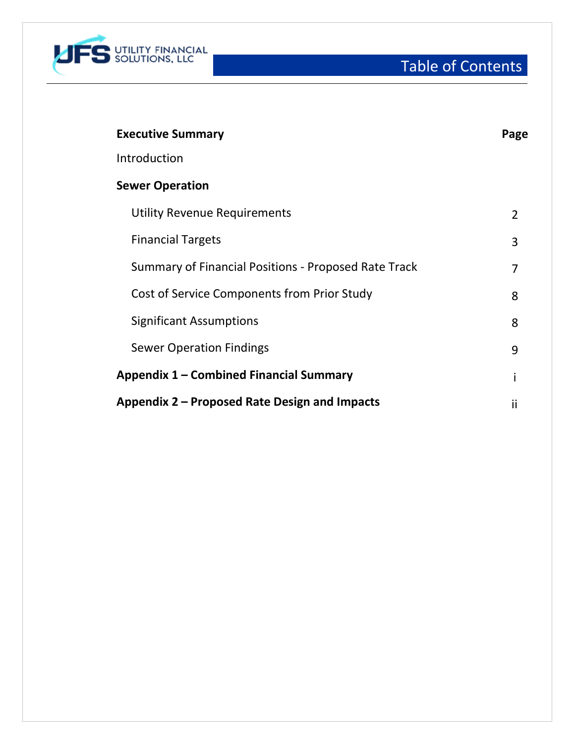# Table of Contents

| **Executive Summary** | **Page** |
|---|---|
| Introduction | |
| **Sewer Operation** | |
| Utility Revenue Requirements | 2 |
| Financial Targets | 3 |
| Summary of Financial Positions - Proposed Rate Track | 7 |
| Cost of Service Components from Prior Study | 8 |
| Significant Assumptions | 8 |
| Sewer Operation Findings | 9 |
| **Appendix 1 – Combined Financial Summary** | i |
| **Appendix 2 – Proposed Rate Design and Impacts** | ii |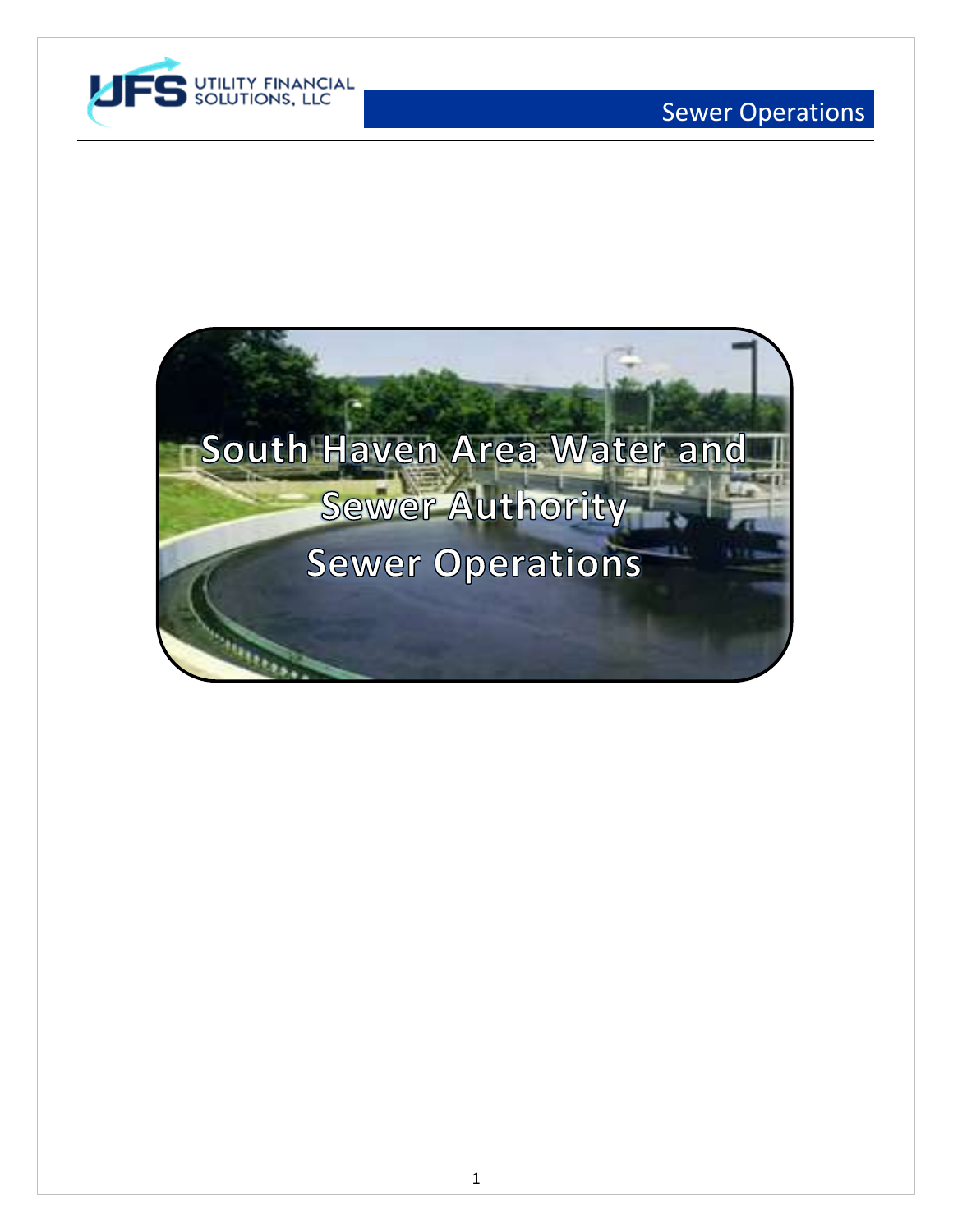# South Haven Area Water and Sewer Authority
# Sewer Operations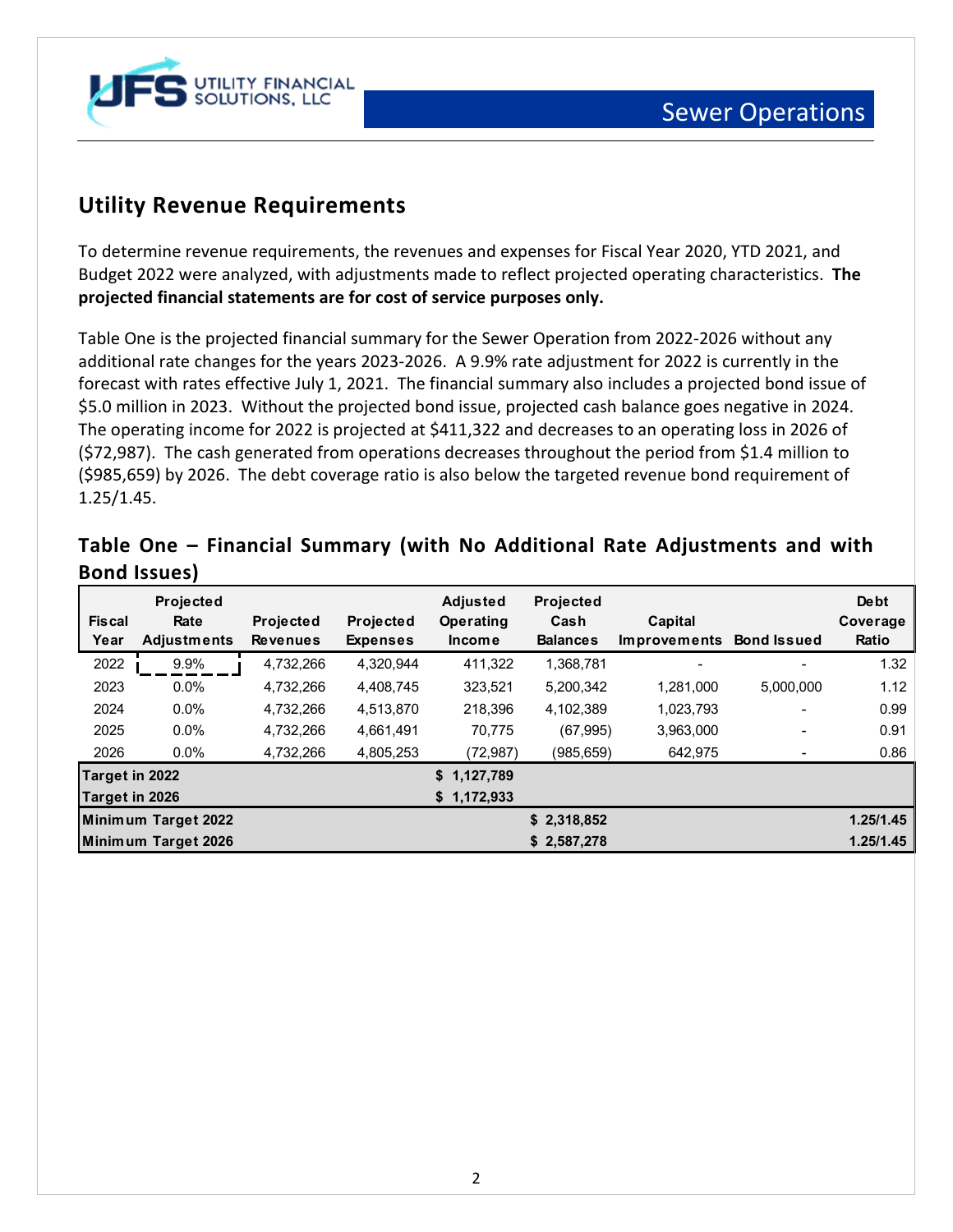## Utility Revenue Requirements

To determine revenue requirements, the revenues and expenses for Fiscal Year 2020, YTD 2021, and Budget 2022 were analyzed, with adjustments made to reflect projected operating characteristics. **The projected financial statements are for cost of service purposes only.**

Table One is the projected financial summary for the Sewer Operation from 2022-2026 without any additional rate changes for the years 2023-2026. A 9.9% rate adjustment for 2022 is currently in the forecast with rates effective July 1, 2021. The financial summary also includes a projected bond issue of $5.0 million in 2023. Without the projected bond issue, projected cash balance goes negative in 2024. The operating income for 2022 is projected at $411,322 and decreases to an operating loss in 2026 of ($72,987). The cash generated from operations decreases throughout the period from $1.4 million to ($985,659) by 2026. The debt coverage ratio is also below the targeted revenue bond requirement of 1.25/1.45.

### Table One – Financial Summary (with No Additional Rate Adjustments and with Bond Issues)

| Fiscal Year | Projected Rate Adjustments | Projected Revenues | Projected Expenses | Adjusted Operating Income | Projected Cash Balances | Capital Improvements | Bond Issued | Debt Coverage Ratio |
|---|---|---|---|---|---|---|---|---|
| 2022 | 9.9% | 4,732,266 | 4,320,944 | 411,322 | 1,368,781 | - | - | 1.32 |
| 2023 | 0.0% | 4,732,266 | 4,408,745 | 323,521 | 5,200,342 | 1,281,000 | 5,000,000 | 1.12 |
| 2024 | 0.0% | 4,732,266 | 4,513,870 | 218,396 | 4,102,389 | 1,023,793 | - | 0.99 |
| 2025 | 0.0% | 4,732,266 | 4,661,491 | 70,775 | (67,995) | 3,963,000 | - | 0.91 |
| 2026 | 0.0% | 4,732,266 | 4,805,253 | (72,987) | (985,659) | 642,975 | - | 0.86 |
| **Target in 2022** | | | | **$ 1,127,789** | | | | |
| **Target in 2026** | | | | **$ 1,172,933** | | | | |
| **Minimum Target 2022** | | | | | **$ 2,318,852** | | | **1.25/1.45** |
| **Minimum Target 2026** | | | | | **$ 2,587,278** | | | **1.25/1.45** |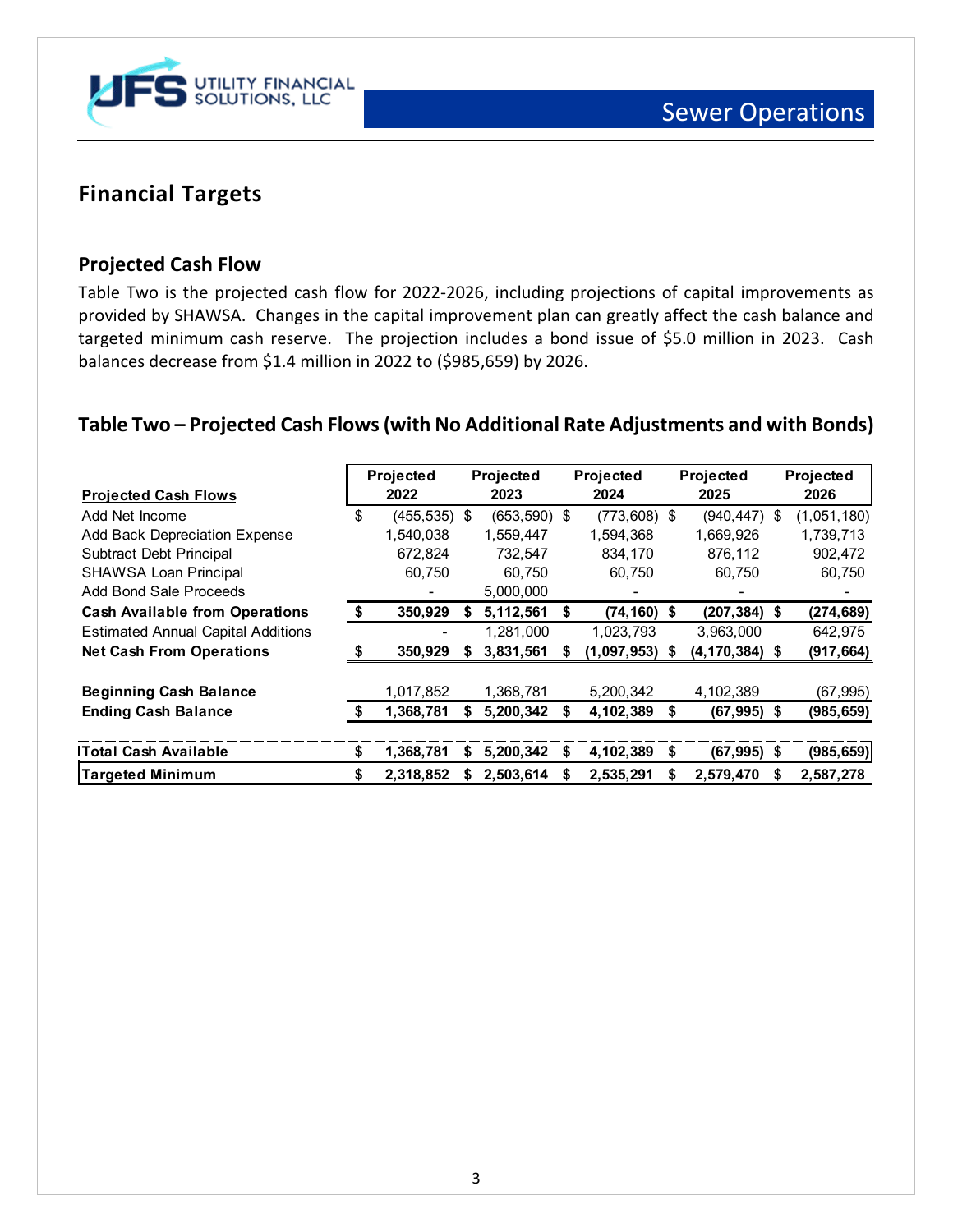## Financial Targets

### Projected Cash Flow

Table Two is the projected cash flow for 2022-2026, including projections of capital improvements as provided by SHAWSA. Changes in the capital improvement plan can greatly affect the cash balance and targeted minimum cash reserve. The projection includes a bond issue of $5.0 million in 2023. Cash balances decrease from $1.4 million in 2022 to ($985,659) by 2026.

### Table Two – Projected Cash Flows (with No Additional Rate Adjustments and with Bonds)

| Projected Cash Flows | Projected 2022 | Projected 2023 | Projected 2024 | Projected 2025 | Projected 2026 |
|---|---|---|---|---|---|
| Add Net Income | $ (455,535) | $ (653,590) | $ (773,608) | $ (940,447) | $ (1,051,180) |
| Add Back Depreciation Expense | 1,540,038 | 1,559,447 | 1,594,368 | 1,669,926 | 1,739,713 |
| Subtract Debt Principal | 672,824 | 732,547 | 834,170 | 876,112 | 902,472 |
| SHAWSA Loan Principal | 60,750 | 60,750 | 60,750 | 60,750 | 60,750 |
| Add Bond Sale Proceeds | - | 5,000,000 | - | - | - |
| **Cash Available from Operations** | **$ 350,929** | **$ 5,112,561** | **$ (74,160)** | **$ (207,384)** | **$ (274,689)** |
| Estimated Annual Capital Additions | - | 1,281,000 | 1,023,793 | 3,963,000 | 642,975 |
| **Net Cash From Operations** | **$ 350,929** | **$ 3,831,561** | **$ (1,097,953)** | **$ (4,170,384)** | **$ (917,664)** |
| | | | | | |
| **Beginning Cash Balance** | 1,017,852 | 1,368,781 | 5,200,342 | 4,102,389 | (67,995) |
| **Ending Cash Balance** | **$ 1,368,781** | **$ 5,200,342** | **$ 4,102,389** | **$ (67,995)** | **$ (985,659)** |
| | | | | | |
| **Total Cash Available** | **$ 1,368,781** | **$ 5,200,342** | **$ 4,102,389** | **$ (67,995)** | **$ (985,659)** |
| **Targeted Minimum** | **$ 2,318,852** | **$ 2,503,614** | **$ 2,535,291** | **$ 2,579,470** | **$ 2,587,278** |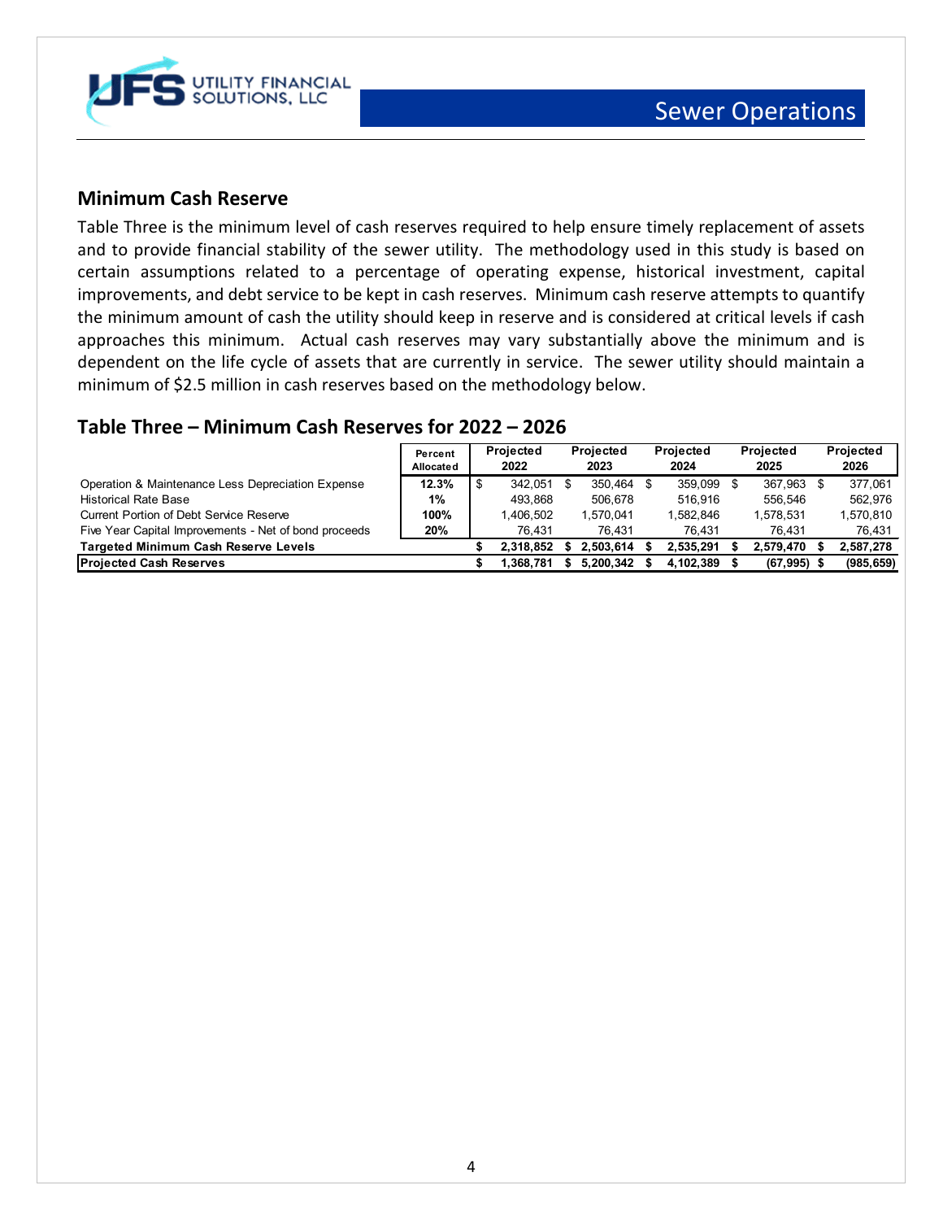## Minimum Cash Reserve

Table Three is the minimum level of cash reserves required to help ensure timely replacement of assets and to provide financial stability of the sewer utility. The methodology used in this study is based on certain assumptions related to a percentage of operating expense, historical investment, capital improvements, and debt service to be kept in cash reserves. Minimum cash reserve attempts to quantify the minimum amount of cash the utility should keep in reserve and is considered at critical levels if cash approaches this minimum. Actual cash reserves may vary substantially above the minimum and is dependent on the life cycle of assets that are currently in service. The sewer utility should maintain a minimum of $2.5 million in cash reserves based on the methodology below.

### Table Three – Minimum Cash Reserves for 2022 – 2026

| | Percent Allocated | Projected 2022 | Projected 2023 | Projected 2024 | Projected 2025 | Projected 2026 |
|---|---|---|---|---|---|---|
| Operation & Maintenance Less Depreciation Expense | **12.3%** | $ 342,051 | $ 350,464 | $ 359,099 | $ 367,963 | $ 377,061 |
| Historical Rate Base | **1%** | 493,868 | 506,678 | 516,916 | 556,546 | 562,976 |
| Current Portion of Debt Service Reserve | **100%** | 1,406,502 | 1,570,041 | 1,582,846 | 1,578,531 | 1,570,810 |
| Five Year Capital Improvements - Net of bond proceeds | **20%** | 76,431 | 76,431 | 76,431 | 76,431 | 76,431 |
| **Targeted Minimum Cash Reserve Levels** | | **$ 2,318,852** | **$ 2,503,614** | **$ 2,535,291** | **$ 2,579,470** | **$ 2,587,278** |
| **Projected Cash Reserves** | | **$ 1,368,781** | **$ 5,200,342** | **$ 4,102,389** | **$ (67,995)** | **$ (985,659)** |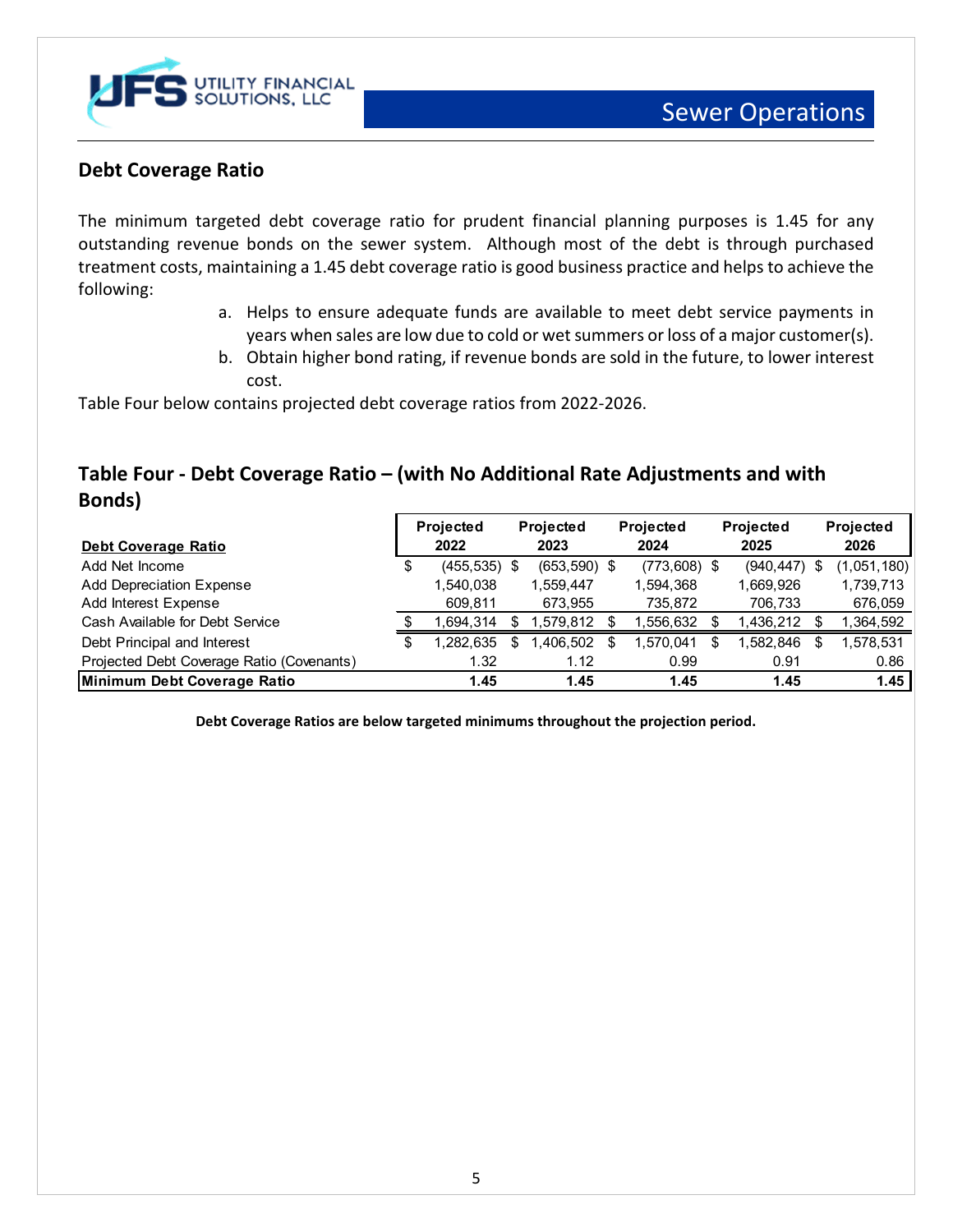## Debt Coverage Ratio

The minimum targeted debt coverage ratio for prudent financial planning purposes is 1.45 for any outstanding revenue bonds on the sewer system. Although most of the debt is through purchased treatment costs, maintaining a 1.45 debt coverage ratio is good business practice and helps to achieve the following:

a. Helps to ensure adequate funds are available to meet debt service payments in years when sales are low due to cold or wet summers or loss of a major customer(s).
b. Obtain higher bond rating, if revenue bonds are sold in the future, to lower interest cost.

Table Four below contains projected debt coverage ratios from 2022-2026.

## Table Four - Debt Coverage Ratio – (with No Additional Rate Adjustments and with Bonds)

| Debt Coverage Ratio | Projected 2022 | Projected 2023 | Projected 2024 | Projected 2025 | Projected 2026 |
|---|---|---|---|---|---|
| Add Net Income | $ (455,535) | $ (653,590) | $ (773,608) | $ (940,447) | $ (1,051,180) |
| Add Depreciation Expense | 1,540,038 | 1,559,447 | 1,594,368 | 1,669,926 | 1,739,713 |
| Add Interest Expense | 609,811 | 673,955 | 735,872 | 706,733 | 676,059 |
| Cash Available for Debt Service | $ 1,694,314 | $ 1,579,812 | $ 1,556,632 | $ 1,436,212 | $ 1,364,592 |
| Debt Principal and Interest | $ 1,282,635 | $ 1,406,502 | $ 1,570,041 | $ 1,582,846 | $ 1,578,531 |
| Projected Debt Coverage Ratio (Covenants) | 1.32 | 1.12 | 0.99 | 0.91 | 0.86 |
| **Minimum Debt Coverage Ratio** | **1.45** | **1.45** | **1.45** | **1.45** | **1.45** |

**Debt Coverage Ratios are below targeted minimums throughout the projection period.**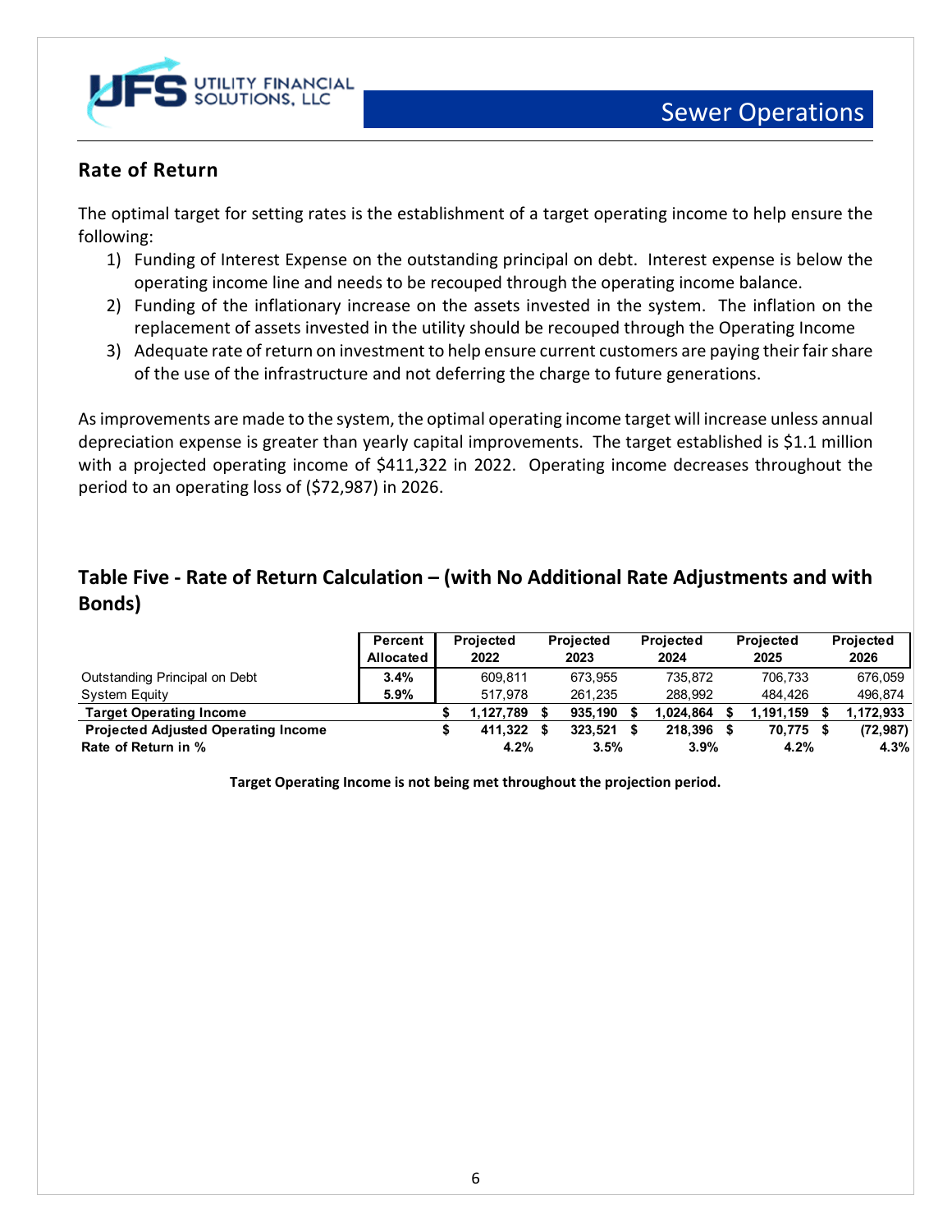## Rate of Return

The optimal target for setting rates is the establishment of a target operating income to help ensure the following:

1) Funding of Interest Expense on the outstanding principal on debt. Interest expense is below the operating income line and needs to be recouped through the operating income balance.
2) Funding of the inflationary increase on the assets invested in the system. The inflation on the replacement of assets invested in the utility should be recouped through the Operating Income
3) Adequate rate of return on investment to help ensure current customers are paying their fair share of the use of the infrastructure and not deferring the charge to future generations.

As improvements are made to the system, the optimal operating income target will increase unless annual depreciation expense is greater than yearly capital improvements. The target established is $1.1 million with a projected operating income of $411,322 in 2022. Operating income decreases throughout the period to an operating loss of ($72,987) in 2026.

## Table Five - Rate of Return Calculation – (with No Additional Rate Adjustments and with Bonds)

| | Percent Allocated | Projected 2022 | Projected 2023 | Projected 2024 | Projected 2025 | Projected 2026 |
|---|---|---|---|---|---|---|
| Outstanding Principal on Debt | **3.4%** | 609,811 | 673,955 | 735,872 | 706,733 | 676,059 |
| System Equity | **5.9%** | 517,978 | 261,235 | 288,992 | 484,426 | 496,874 |
| **Target Operating Income** | | **$ 1,127,789** | **$ 935,190** | **$ 1,024,864** | **$ 1,191,159** | **$ 1,172,933** |
| **Projected Adjusted Operating Income** | | **$ 411,322** | **$ 323,521** | **$ 218,396** | **$ 70,775** | **$ (72,987)** |
| **Rate of Return in %** | | **4.2%** | **3.5%** | **3.9%** | **4.2%** | **4.3%** |

**Target Operating Income is not being met throughout the projection period.**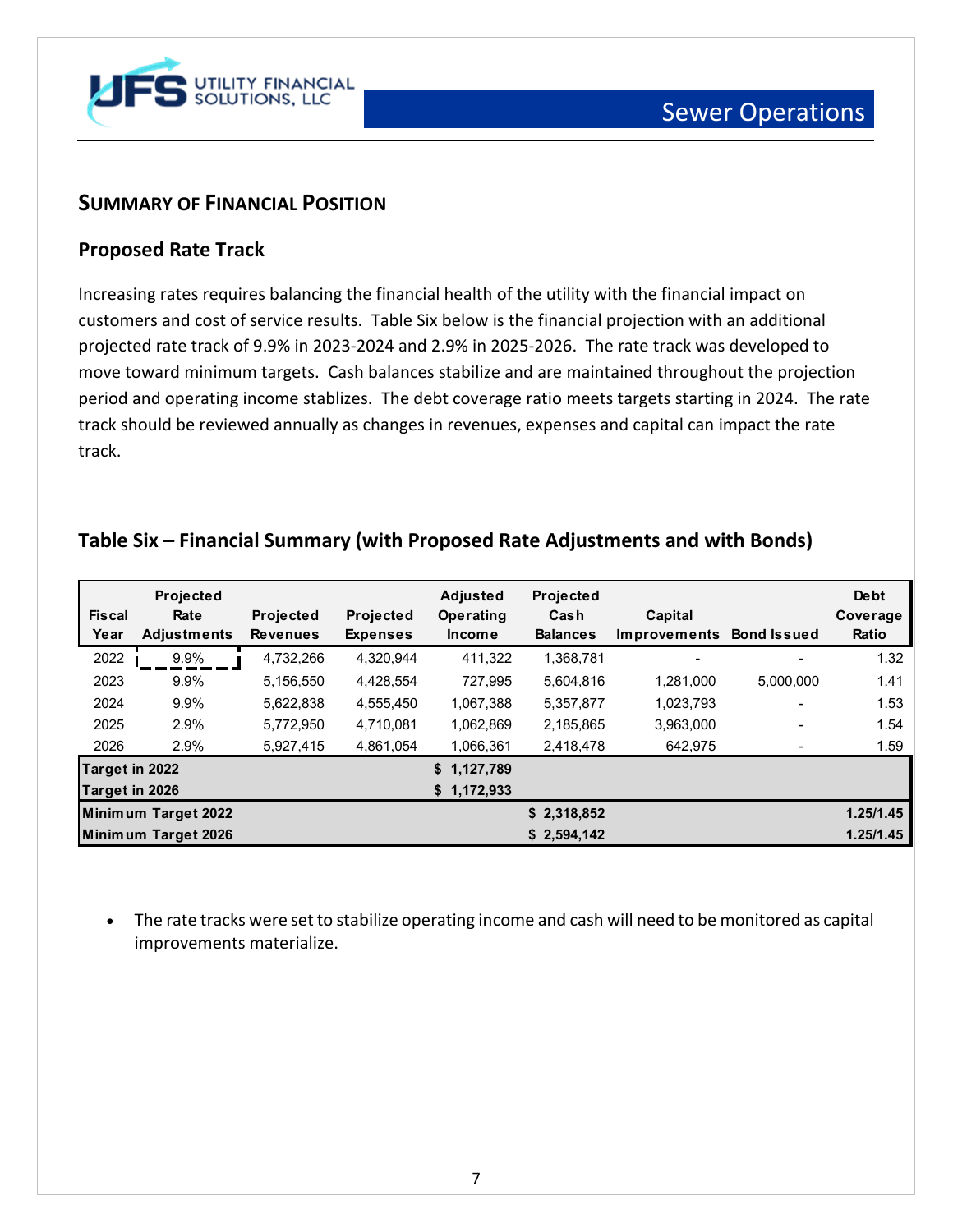## SUMMARY OF FINANCIAL POSITION

### Proposed Rate Track

Increasing rates requires balancing the financial health of the utility with the financial impact on customers and cost of service results. Table Six below is the financial projection with an additional projected rate track of 9.9% in 2023-2024 and 2.9% in 2025-2026. The rate track was developed to move toward minimum targets. Cash balances stabilize and are maintained throughout the projection period and operating income stablizes. The debt coverage ratio meets targets starting in 2024. The rate track should be reviewed annually as changes in revenues, expenses and capital can impact the rate track.

### Table Six – Financial Summary (with Proposed Rate Adjustments and with Bonds)

| Fiscal Year | Projected Rate Adjustments | Projected Revenues | Projected Expenses | Adjusted Operating Income | Projected Cash Balances | Capital Improvements | Bond Issued | Debt Coverage Ratio |
|---|---|---|---|---|---|---|---|---|
| 2022 | 9.9% | 4,732,266 | 4,320,944 | 411,322 | 1,368,781 | - | - | 1.32 |
| 2023 | 9.9% | 5,156,550 | 4,428,554 | 727,995 | 5,604,816 | 1,281,000 | 5,000,000 | 1.41 |
| 2024 | 9.9% | 5,622,838 | 4,555,450 | 1,067,388 | 5,357,877 | 1,023,793 | - | 1.53 |
| 2025 | 2.9% | 5,772,950 | 4,710,081 | 1,062,869 | 2,185,865 | 3,963,000 | - | 1.54 |
| 2026 | 2.9% | 5,927,415 | 4,861,054 | 1,066,361 | 2,418,478 | 642,975 | - | 1.59 |
| **Target in 2022** | | | | **$ 1,127,789** | | | | |
| **Target in 2026** | | | | **$ 1,172,933** | | | | |
| **Minimum Target 2022** | | | | | **$ 2,318,852** | | | **1.25/1.45** |
| **Minimum Target 2026** | | | | | **$ 2,594,142** | | | **1.25/1.45** |

- The rate tracks were set to stabilize operating income and cash will need to be monitored as capital improvements materialize.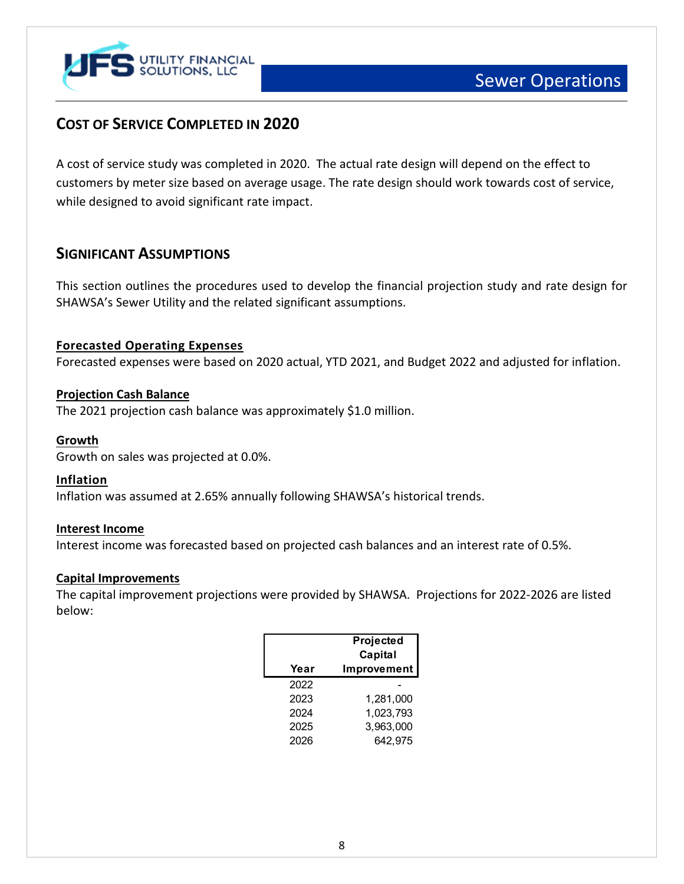## Cost of Service Completed in 2020

A cost of service study was completed in 2020. The actual rate design will depend on the effect to customers by meter size based on average usage. The rate design should work towards cost of service, while designed to avoid significant rate impact.

## Significant Assumptions

This section outlines the procedures used to develop the financial projection study and rate design for SHAWSA's Sewer Utility and the related significant assumptions.

**Forecasted Operating Expenses**

Forecasted expenses were based on 2020 actual, YTD 2021, and Budget 2022 and adjusted for inflation.

**Projection Cash Balance**

The 2021 projection cash balance was approximately $1.0 million.

**Growth**

Growth on sales was projected at 0.0%.

**Inflation**

Inflation was assumed at 2.65% annually following SHAWSA's historical trends.

**Interest Income**

Interest income was forecasted based on projected cash balances and an interest rate of 0.5%.

**Capital Improvements**

The capital improvement projections were provided by SHAWSA. Projections for 2022-2026 are listed below:

| Year | Projected Capital Improvement |
|---|---|
| 2022 | - |
| 2023 | 1,281,000 |
| 2024 | 1,023,793 |
| 2025 | 3,963,000 |
| 2026 | 642,975 |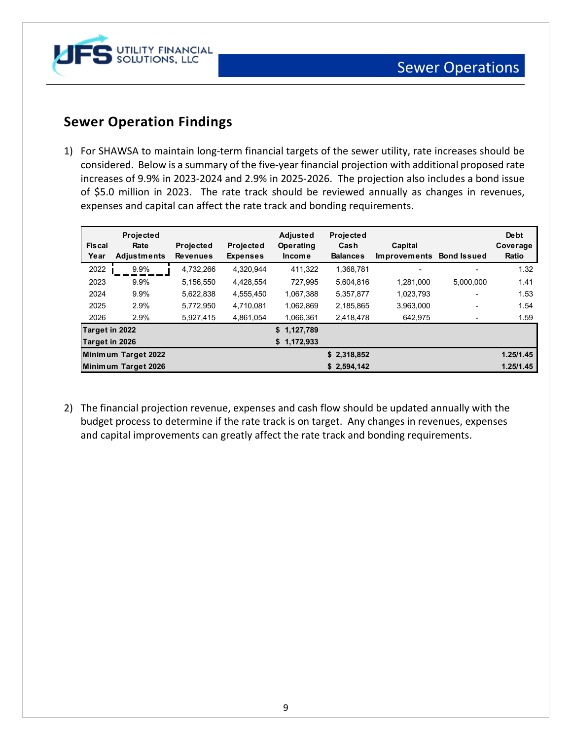## Sewer Operation Findings

1) For SHAWSA to maintain long-term financial targets of the sewer utility, rate increases should be considered. Below is a summary of the five-year financial projection with additional proposed rate increases of 9.9% in 2023-2024 and 2.9% in 2025-2026. The projection also includes a bond issue of $5.0 million in 2023. The rate track should be reviewed annually as changes in revenues, expenses and capital can affect the rate track and bonding requirements.

| Fiscal Year | Projected Rate Adjustments | Projected Revenues | Projected Expenses | Adjusted Operating Income | Projected Cash Balances | Capital Improvements | Bond Issued | Debt Coverage Ratio |
|---|---|---|---|---|---|---|---|---|
| 2022 | 9.9% | 4,732,266 | 4,320,944 | 411,322 | 1,368,781 | - | - | 1.32 |
| 2023 | 9.9% | 5,156,550 | 4,428,554 | 727,995 | 5,604,816 | 1,281,000 | 5,000,000 | 1.41 |
| 2024 | 9.9% | 5,622,838 | 4,555,450 | 1,067,388 | 5,357,877 | 1,023,793 | - | 1.53 |
| 2025 | 2.9% | 5,772,950 | 4,710,081 | 1,062,869 | 2,185,865 | 3,963,000 | - | 1.54 |
| 2026 | 2.9% | 5,927,415 | 4,861,054 | 1,066,361 | 2,418,478 | 642,975 | - | 1.59 |
| **Target in 2022** | | | | **$ 1,127,789** | | | | |
| **Target in 2026** | | | | **$ 1,172,933** | | | | |
| **Minimum Target 2022** | | | | | **$ 2,318,852** | | | **1.25/1.45** |
| **Minimum Target 2026** | | | | | **$ 2,594,142** | | | **1.25/1.45** |

2) The financial projection revenue, expenses and cash flow should be updated annually with the budget process to determine if the rate track is on target. Any changes in revenues, expenses and capital improvements can greatly affect the rate track and bonding requirements.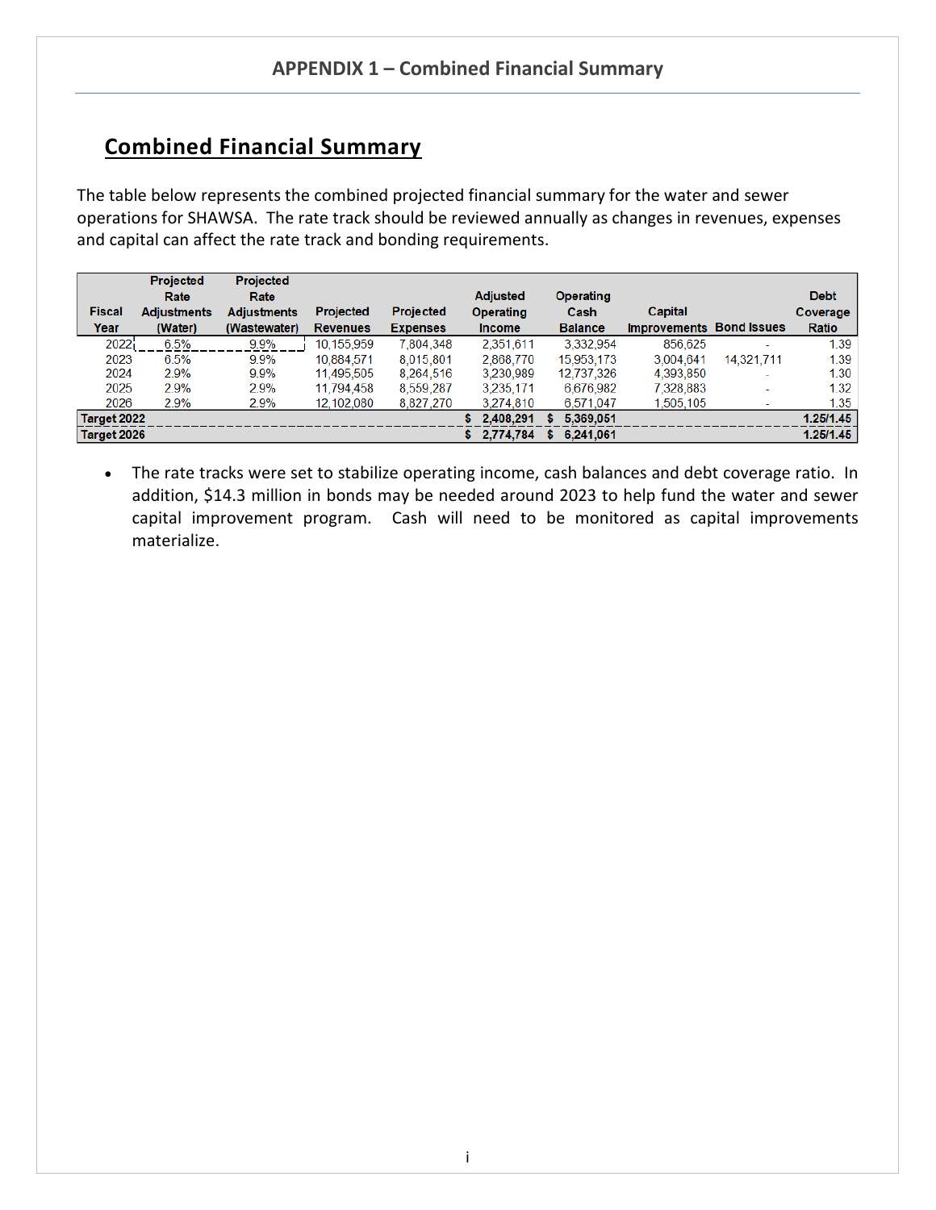# APPENDIX 1 – Combined Financial Summary

## Combined Financial Summary

The table below represents the combined projected financial summary for the water and sewer operations for SHAWSA. The rate track should be reviewed annually as changes in revenues, expenses and capital can affect the rate track and bonding requirements.

| Fiscal Year | Projected Rate Adjustments (Water) | Projected Rate Adjustments (Wastewater) | Projected Revenues | Projected Expenses | Adjusted Operating Income | Operating Cash Balance | Capital Improvements | Bond Issues | Debt Coverage Ratio |
|---|---|---|---|---|---|---|---|---|---|
| 2022 | 6.5% | 9.9% | 10,155,959 | 7,804,348 | 2,351,611 | 3,332,954 | 856,625 | - | 1.39 |
| 2023 | 6.5% | 9.9% | 10,884,571 | 8,015,801 | 2,868,770 | 15,953,173 | 3,004,641 | 14,321,711 | 1.39 |
| 2024 | 2.9% | 9.9% | 11,495,505 | 8,264,516 | 3,230,989 | 12,737,326 | 4,393,850 | - | 1.30 |
| 2025 | 2.9% | 2.9% | 11,794,458 | 8,559,287 | 3,235,171 | 6,676,982 | 7,328,883 | - | 1.32 |
| 2026 | 2.9% | 2.9% | 12,102,080 | 8,827,270 | 3,274,810 | 6,571,047 | 1,505,105 | - | 1.35 |
| **Target 2022** | | | | | **$ 2,408,291** | **$ 5,369,051** | | | **1.25/1.45** |
| **Target 2026** | | | | | **$ 2,774,784** | **$ 6,241,061** | | | **1.25/1.45** |

- The rate tracks were set to stabilize operating income, cash balances and debt coverage ratio. In addition, $14.3 million in bonds may be needed around 2023 to help fund the water and sewer capital improvement program. Cash will need to be monitored as capital improvements materialize.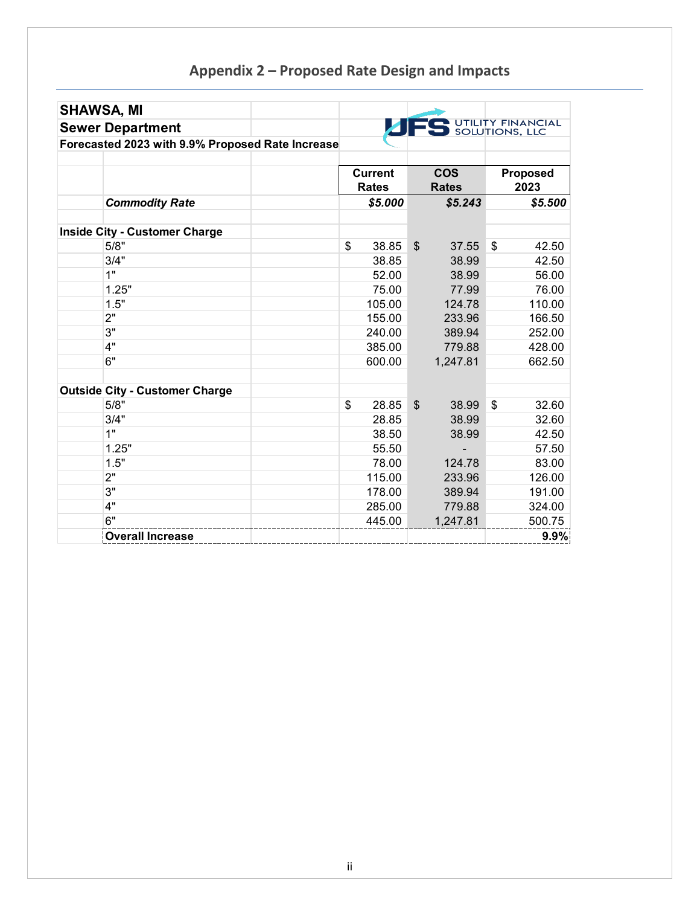## Appendix 2 – Proposed Rate Design and Impacts

**SHAWSA, MI**
**Sewer Department**
**Forecasted 2023 with 9.9% Proposed Rate Increase**

UTILITY FINANCIAL SOLUTIONS, LLC

| | Current Rates | COS Rates | Proposed 2023 |
|---|---|---|---|
| ***Commodity Rate*** | ***$5.000*** | ***$5.243*** | ***$5.500*** |
| | | | |
| **Inside City - Customer Charge** | | | |
| 5/8" | $ 38.85 | $ 37.55 | $ 42.50 |
| 3/4" | 38.85 | 38.99 | 42.50 |
| 1" | 52.00 | 38.99 | 56.00 |
| 1.25" | 75.00 | 77.99 | 76.00 |
| 1.5" | 105.00 | 124.78 | 110.00 |
| 2" | 155.00 | 233.96 | 166.50 |
| 3" | 240.00 | 389.94 | 252.00 |
| 4" | 385.00 | 779.88 | 428.00 |
| 6" | 600.00 | 1,247.81 | 662.50 |
| | | | |
| **Outside City - Customer Charge** | | | |
| 5/8" | $ 28.85 | $ 38.99 | $ 32.60 |
| 3/4" | 28.85 | 38.99 | 32.60 |
| 1" | 38.50 | 38.99 | 42.50 |
| 1.25" | 55.50 | - | 57.50 |
| 1.5" | 78.00 | 124.78 | 83.00 |
| 2" | 115.00 | 233.96 | 126.00 |
| 3" | 178.00 | 389.94 | 191.00 |
| 4" | 285.00 | 779.88 | 324.00 |
| 6" | 445.00 | 1,247.81 | 500.75 |
| **Overall Increase** | | | **9.9%** |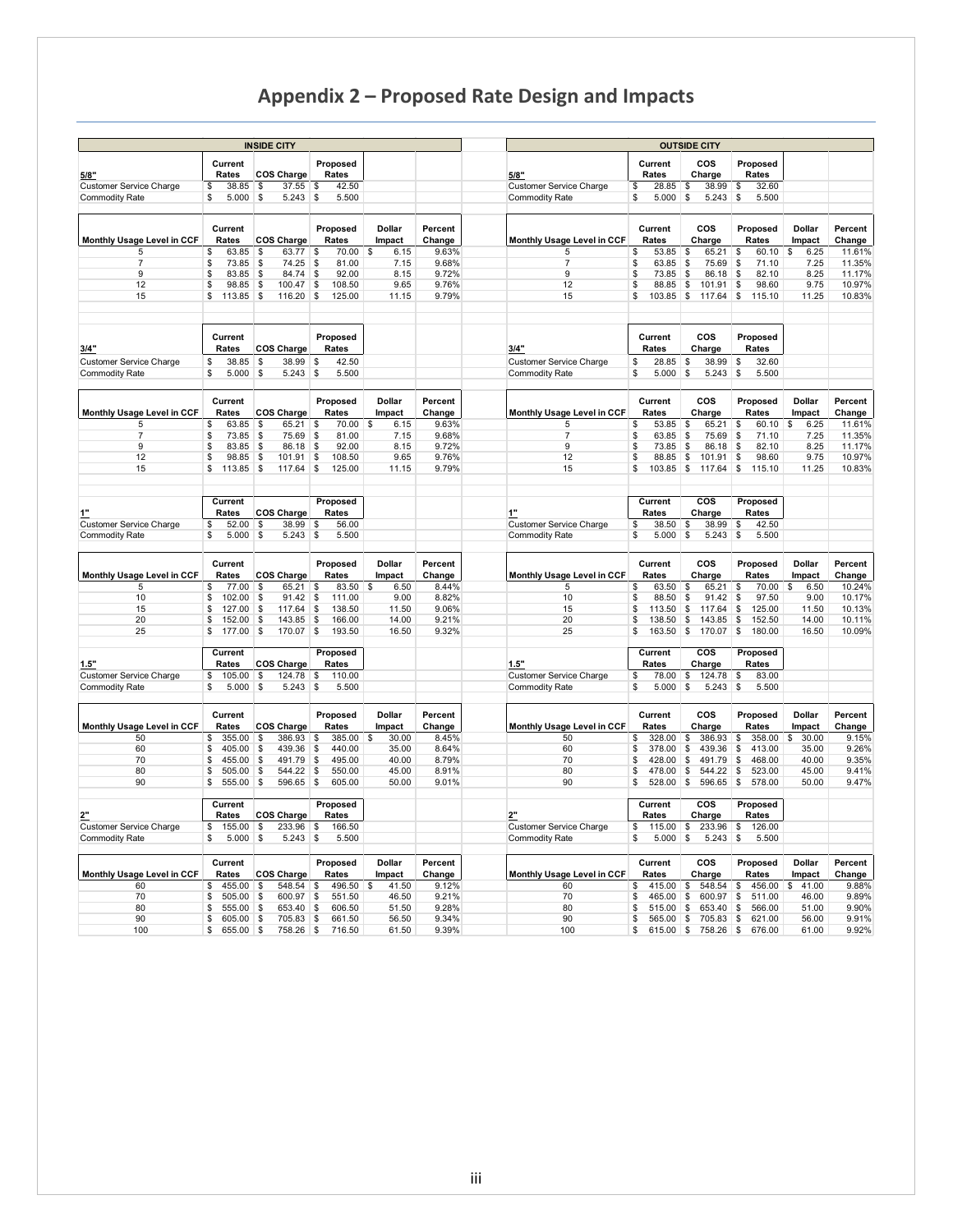# Appendix 2 – Proposed Rate Design and Impacts

## INSIDE CITY

| 5/8" | Current Rates | COS Charge | Proposed Rates | | |
|---|---|---|---|---|---|
| Customer Service Charge | $ 38.85 | $ 37.55 | $ 42.50 | | |
| Commodity Rate | $ 5.000 | $ 5.243 | $ 5.500 | | |
| **Monthly Usage Level in CCF** | **Current Rates** | **COS Charge** | **Proposed Rates** | **Dollar Impact** | **Percent Change** |
| 5 | $ 63.85 | $ 63.77 | $ 70.00 | $ 6.15 | 9.63% |
| 7 | $ 73.85 | $ 74.25 | $ 81.00 | 7.15 | 9.68% |
| 9 | $ 83.85 | $ 84.74 | $ 92.00 | 8.15 | 9.72% |
| 12 | $ 98.85 | $ 100.47 | $ 108.50 | 9.65 | 9.76% |
| 15 | $ 113.85 | $ 116.20 | $ 125.00 | 11.15 | 9.79% |

| 3/4" | Current Rates | COS Charge | Proposed Rates | | |
|---|---|---|---|---|---|
| Customer Service Charge | $ 38.85 | $ 38.99 | $ 42.50 | | |
| Commodity Rate | $ 5.000 | $ 5.243 | $ 5.500 | | |
| **Monthly Usage Level in CCF** | **Current Rates** | **COS Charge** | **Proposed Rates** | **Dollar Impact** | **Percent Change** |
| 5 | $ 63.85 | $ 65.21 | $ 70.00 | $ 6.15 | 9.63% |
| 7 | $ 73.85 | $ 75.69 | $ 81.00 | 7.15 | 9.68% |
| 9 | $ 83.85 | $ 86.18 | $ 92.00 | 8.15 | 9.72% |
| 12 | $ 98.85 | $ 101.91 | $ 108.50 | 9.65 | 9.76% |
| 15 | $ 113.85 | $ 117.64 | $ 125.00 | 11.15 | 9.79% |

| 1" | Current Rates | COS Charge | Proposed Rates | | |
|---|---|---|---|---|---|
| Customer Service Charge | $ 52.00 | $ 38.99 | $ 56.00 | | |
| Commodity Rate | $ 5.000 | $ 5.243 | $ 5.500 | | |
| **Monthly Usage Level in CCF** | **Current Rates** | **COS Charge** | **Proposed Rates** | **Dollar Impact** | **Percent Change** |
| 5 | $ 77.00 | $ 65.21 | $ 83.50 | $ 6.50 | 8.44% |
| 10 | $ 102.00 | $ 91.42 | $ 111.00 | 9.00 | 8.82% |
| 15 | $ 127.00 | $ 117.64 | $ 138.50 | 11.50 | 9.06% |
| 20 | $ 152.00 | $ 143.85 | $ 166.00 | 14.00 | 9.21% |
| 25 | $ 177.00 | $ 170.07 | $ 193.50 | 16.50 | 9.32% |

| 1.5" | Current Rates | COS Charge | Proposed Rates | | |
|---|---|---|---|---|---|
| Customer Service Charge | $ 105.00 | $ 124.78 | $ 110.00 | | |
| Commodity Rate | $ 5.000 | $ 5.243 | $ 5.500 | | |
| **Monthly Usage Level in CCF** | **Current Rates** | **COS Charge** | **Proposed Rates** | **Dollar Impact** | **Percent Change** |
| 50 | $ 355.00 | $ 386.93 | $ 385.00 | $ 30.00 | 8.45% |
| 60 | $ 405.00 | $ 439.36 | $ 440.00 | 35.00 | 8.64% |
| 70 | $ 455.00 | $ 491.79 | $ 495.00 | 40.00 | 8.79% |
| 80 | $ 505.00 | $ 544.22 | $ 550.00 | 45.00 | 8.91% |
| 90 | $ 555.00 | $ 596.65 | $ 605.00 | 50.00 | 9.01% |

| 2" | Current Rates | COS Charge | Proposed Rates | | |
|---|---|---|---|---|---|
| Customer Service Charge | $ 155.00 | $ 233.96 | $ 166.50 | | |
| Commodity Rate | $ 5.000 | $ 5.243 | $ 5.500 | | |
| **Monthly Usage Level in CCF** | **Current Rates** | **COS Charge** | **Proposed Rates** | **Dollar Impact** | **Percent Change** |
| 60 | $ 455.00 | $ 548.54 | $ 496.50 | $ 41.50 | 9.12% |
| 70 | $ 505.00 | $ 600.97 | $ 551.50 | 46.50 | 9.21% |
| 80 | $ 555.00 | $ 653.40 | $ 606.50 | 51.50 | 9.28% |
| 90 | $ 605.00 | $ 705.83 | $ 661.50 | 56.50 | 9.34% |
| 100 | $ 655.00 | $ 758.26 | $ 716.50 | 61.50 | 9.39% |

## OUTSIDE CITY

| 5/8" | Current Rates | COS Charge | Proposed Rates | | |
|---|---|---|---|---|---|
| Customer Service Charge | $ 28.85 | $ 38.99 | $ 32.60 | | |
| Commodity Rate | $ 5.000 | $ 5.243 | $ 5.500 | | |
| **Monthly Usage Level in CCF** | **Current Rates** | **COS Charge** | **Proposed Rates** | **Dollar Impact** | **Percent Change** |
| 5 | $ 53.85 | $ 65.21 | $ 60.10 | $ 6.25 | 11.61% |
| 7 | $ 63.85 | $ 75.69 | $ 71.10 | 7.25 | 11.35% |
| 9 | $ 73.85 | $ 86.18 | $ 82.10 | 8.25 | 11.17% |
| 12 | $ 88.85 | $ 101.91 | $ 98.60 | 9.75 | 10.97% |
| 15 | $ 103.85 | $ 117.64 | $ 115.10 | 11.25 | 10.83% |

| 3/4" | Current Rates | COS Charge | Proposed Rates | | |
|---|---|---|---|---|---|
| Customer Service Charge | $ 28.85 | $ 38.99 | $ 32.60 | | |
| Commodity Rate | $ 5.000 | $ 5.243 | $ 5.500 | | |
| **Monthly Usage Level in CCF** | **Current Rates** | **COS Charge** | **Proposed Rates** | **Dollar Impact** | **Percent Change** |
| 5 | $ 53.85 | $ 65.21 | $ 60.10 | $ 6.25 | 11.61% |
| 7 | $ 63.85 | $ 75.69 | $ 71.10 | 7.25 | 11.35% |
| 9 | $ 73.85 | $ 86.18 | $ 82.10 | 8.25 | 11.17% |
| 12 | $ 88.85 | $ 101.91 | $ 98.60 | 9.75 | 10.97% |
| 15 | $ 103.85 | $ 117.64 | $ 115.10 | 11.25 | 10.83% |

| 1" | Current Rates | COS Charge | Proposed Rates | | |
|---|---|---|---|---|---|
| Customer Service Charge | $ 38.50 | $ 38.99 | $ 42.50 | | |
| Commodity Rate | $ 5.000 | $ 5.243 | $ 5.500 | | |
| **Monthly Usage Level in CCF** | **Current Rates** | **COS Charge** | **Proposed Rates** | **Dollar Impact** | **Percent Change** |
| 5 | $ 63.50 | $ 65.21 | $ 70.00 | $ 6.50 | 10.24% |
| 10 | $ 88.50 | $ 91.42 | $ 97.50 | 9.00 | 10.17% |
| 15 | $ 113.50 | $ 117.64 | $ 125.00 | 11.50 | 10.13% |
| 20 | $ 138.50 | $ 143.85 | $ 152.50 | 14.00 | 10.11% |
| 25 | $ 163.50 | $ 170.07 | $ 180.00 | 16.50 | 10.09% |

| 1.5" | Current Rates | COS Charge | Proposed Rates | | |
|---|---|---|---|---|---|
| Customer Service Charge | $ 78.00 | $ 124.78 | $ 83.00 | | |
| Commodity Rate | $ 5.000 | $ 5.243 | $ 5.500 | | |
| **Monthly Usage Level in CCF** | **Current Rates** | **COS Charge** | **Proposed Rates** | **Dollar Impact** | **Percent Change** |
| 50 | $ 328.00 | $ 386.93 | $ 358.00 | $ 30.00 | 9.15% |
| 60 | $ 378.00 | $ 439.36 | $ 413.00 | 35.00 | 9.26% |
| 70 | $ 428.00 | $ 491.79 | $ 468.00 | 40.00 | 9.35% |
| 80 | $ 478.00 | $ 544.22 | $ 523.00 | 45.00 | 9.41% |
| 90 | $ 528.00 | $ 596.65 | $ 578.00 | 50.00 | 9.47% |

| 2" | Current Rates | COS Charge | Proposed Rates | | |
|---|---|---|---|---|---|
| Customer Service Charge | $ 115.00 | $ 233.96 | $ 126.00 | | |
| Commodity Rate | $ 5.000 | $ 5.243 | $ 5.500 | | |
| **Monthly Usage Level in CCF** | **Current Rates** | **COS Charge** | **Proposed Rates** | **Dollar Impact** | **Percent Change** |
| 60 | $ 415.00 | $ 548.54 | $ 456.00 | $ 41.00 | 9.88% |
| 70 | $ 465.00 | $ 600.97 | $ 511.00 | 46.00 | 9.89% |
| 80 | $ 515.00 | $ 653.40 | $ 566.00 | 51.00 | 9.90% |
| 90 | $ 565.00 | $ 705.83 | $ 621.00 | 56.00 | 9.91% |
| 100 | $ 615.00 | $ 758.26 | $ 676.00 | 61.00 | 9.92% |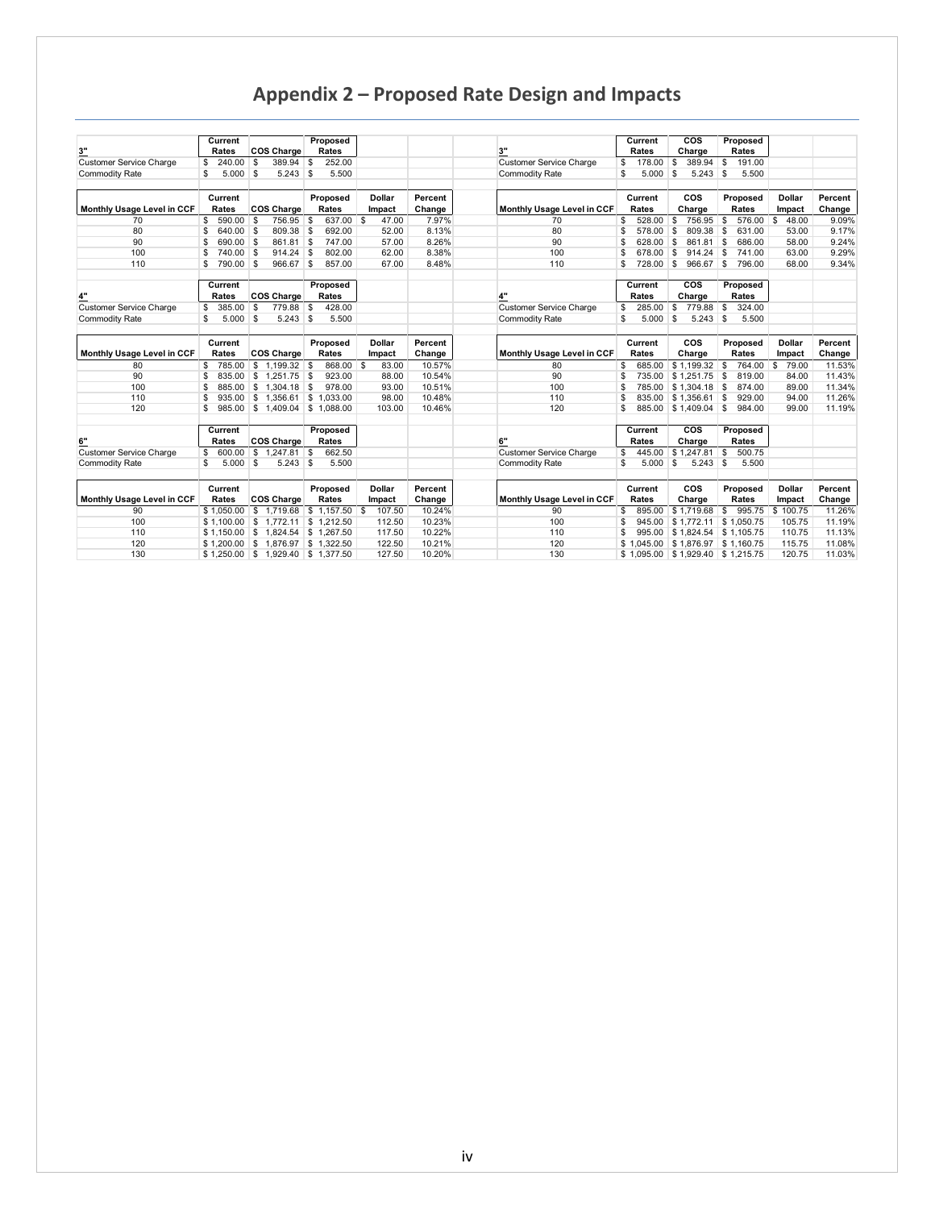# Appendix 2 – Proposed Rate Design and Impacts

| 3" | Current Rates | COS Charge | Proposed Rates | | |
|---|---|---|---|---|---|
| Customer Service Charge | $ 240.00 | $ 389.94 | $ 252.00 | | |
| Commodity Rate | $ 5.000 | $ 5.243 | $ 5.500 | | |
| **Monthly Usage Level in CCF** | **Current Rates** | **COS Charge** | **Proposed Rates** | **Dollar Impact** | **Percent Change** |
| 70 | $ 590.00 | $ 756.95 | $ 637.00 | $ 47.00 | 7.97% |
| 80 | $ 640.00 | $ 809.38 | $ 692.00 | 52.00 | 8.13% |
| 90 | $ 690.00 | $ 861.81 | $ 747.00 | 57.00 | 8.26% |
| 100 | $ 740.00 | $ 914.24 | $ 802.00 | 62.00 | 8.38% |
| 110 | $ 790.00 | $ 966.67 | $ 857.00 | 67.00 | 8.48% |

| 4" | Current Rates | COS Charge | Proposed Rates | | |
|---|---|---|---|---|---|
| Customer Service Charge | $ 385.00 | $ 779.88 | $ 428.00 | | |
| Commodity Rate | $ 5.000 | $ 5.243 | $ 5.500 | | |
| **Monthly Usage Level in CCF** | **Current Rates** | **COS Charge** | **Proposed Rates** | **Dollar Impact** | **Percent Change** |
| 80 | $ 785.00 | $ 1,199.32 | $ 868.00 | $ 83.00 | 10.57% |
| 90 | $ 835.00 | $ 1,251.75 | $ 923.00 | 88.00 | 10.54% |
| 100 | $ 885.00 | $ 1,304.18 | $ 978.00 | 93.00 | 10.51% |
| 110 | $ 935.00 | $ 1,356.61 | $ 1,033.00 | 98.00 | 10.48% |
| 120 | $ 985.00 | $ 1,409.04 | $ 1,088.00 | 103.00 | 10.46% |

| 6" | Current Rates | COS Charge | Proposed Rates | | |
|---|---|---|---|---|---|
| Customer Service Charge | $ 600.00 | $ 1,247.81 | $ 662.50 | | |
| Commodity Rate | $ 5.000 | $ 5.243 | $ 5.500 | | |
| **Monthly Usage Level in CCF** | **Current Rates** | **COS Charge** | **Proposed Rates** | **Dollar Impact** | **Percent Change** |
| 90 | $ 1,050.00 | $ 1,719.68 | $ 1,157.50 | $ 107.50 | 10.24% |
| 100 | $ 1,100.00 | $ 1,772.11 | $ 1,212.50 | 112.50 | 10.23% |
| 110 | $ 1,150.00 | $ 1,824.54 | $ 1,267.50 | 117.50 | 10.22% |
| 120 | $ 1,200.00 | $ 1,876.97 | $ 1,322.50 | 122.50 | 10.21% |
| 130 | $ 1,250.00 | $ 1,929.40 | $ 1,377.50 | 127.50 | 10.20% |

| 3" | Current Rates | COS Charge | Proposed Rates | | |
|---|---|---|---|---|---|
| Customer Service Charge | $ 178.00 | $ 389.94 | $ 191.00 | | |
| Commodity Rate | $ 5.000 | $ 5.243 | $ 5.500 | | |
| **Monthly Usage Level in CCF** | **Current Rates** | **COS Charge** | **Proposed Rates** | **Dollar Impact** | **Percent Change** |
| 70 | $ 528.00 | $ 756.95 | $ 576.00 | $ 48.00 | 9.09% |
| 80 | $ 578.00 | $ 809.38 | $ 631.00 | 53.00 | 9.17% |
| 90 | $ 628.00 | $ 861.81 | $ 686.00 | 58.00 | 9.24% |
| 100 | $ 678.00 | $ 914.24 | $ 741.00 | 63.00 | 9.29% |
| 110 | $ 728.00 | $ 966.67 | $ 796.00 | 68.00 | 9.34% |

| 4" | Current Rates | COS Charge | Proposed Rates | | |
|---|---|---|---|---|---|
| Customer Service Charge | $ 285.00 | $ 779.88 | $ 324.00 | | |
| Commodity Rate | $ 5.000 | $ 5.243 | $ 5.500 | | |
| **Monthly Usage Level in CCF** | **Current Rates** | **COS Charge** | **Proposed Rates** | **Dollar Impact** | **Percent Change** |
| 80 | $ 685.00 | $ 1,199.32 | $ 764.00 | $ 79.00 | 11.53% |
| 90 | $ 735.00 | $ 1,251.75 | $ 819.00 | 84.00 | 11.43% |
| 100 | $ 785.00 | $ 1,304.18 | $ 874.00 | 89.00 | 11.34% |
| 110 | $ 835.00 | $ 1,356.61 | $ 929.00 | 94.00 | 11.26% |
| 120 | $ 885.00 | $ 1,409.04 | $ 984.00 | 99.00 | 11.19% |

| 6" | Current Rates | COS Charge | Proposed Rates | | |
|---|---|---|---|---|---|
| Customer Service Charge | $ 445.00 | $ 1,247.81 | $ 500.75 | | |
| Commodity Rate | $ 5.000 | $ 5.243 | $ 5.500 | | |
| **Monthly Usage Level in CCF** | **Current Rates** | **COS Charge** | **Proposed Rates** | **Dollar Impact** | **Percent Change** |
| 90 | $ 895.00 | $ 1,719.68 | $ 995.75 | $ 100.75 | 11.26% |
| 100 | $ 945.00 | $ 1,772.11 | $ 1,050.75 | 105.75 | 11.19% |
| 110 | $ 995.00 | $ 1,824.54 | $ 1,105.75 | 110.75 | 11.13% |
| 120 | $ 1,045.00 | $ 1,876.97 | $ 1,160.75 | 115.75 | 11.08% |
| 130 | $ 1,095.00 | $ 1,929.40 | $ 1,215.75 | 120.75 | 11.03% |